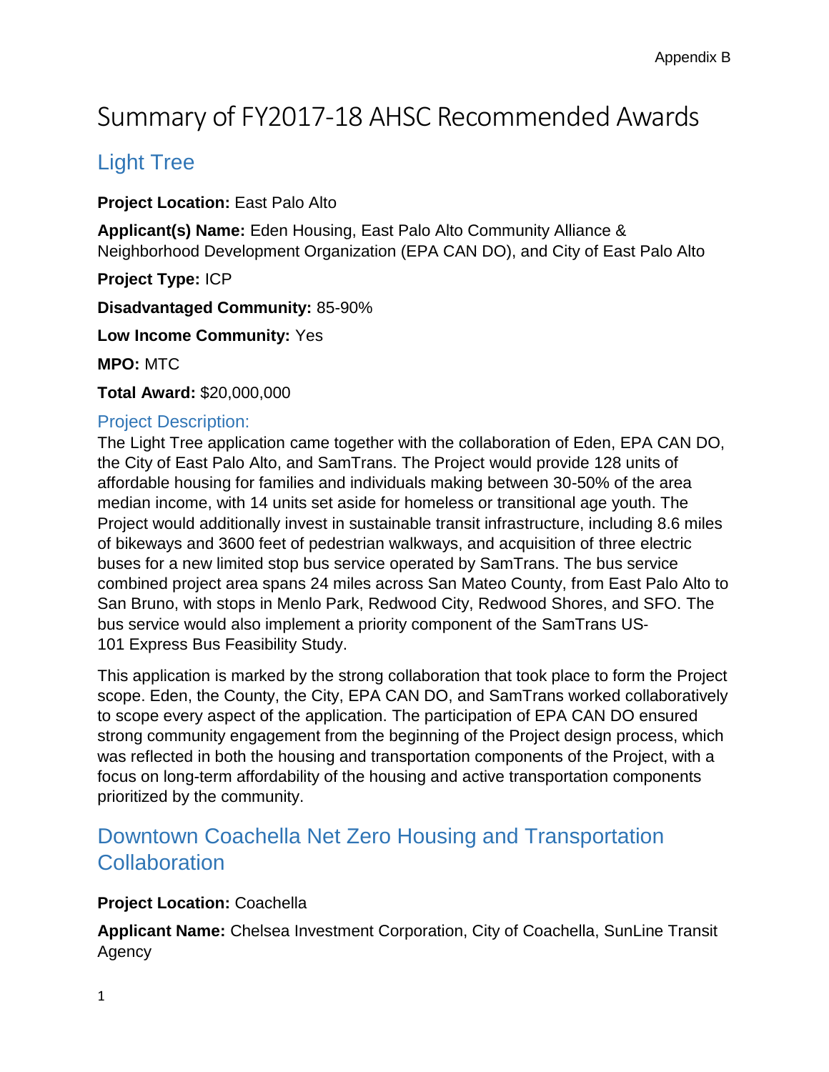# Summary of FY2017-18 AHSC Recommended Awards

## Light Tree

**Project Location:** East Palo Alto

**Applicant(s) Name:** Eden Housing, East Palo Alto Community Alliance & Neighborhood Development Organization (EPA CAN DO), and City of East Palo Alto

**Project Type:** ICP

**Disadvantaged Community:** 85-90%

**Low Income Community:** Yes

**MPO:** MTC

**Total Award:** $20,000,000

### Project Description:

The Light Tree application came together with the collaboration of Eden, EPA CAN DO, the City of East Palo Alto, and SamTrans. The Project would provide 128 units of affordable housing for families and individuals making between 30-50% of the area median income, with 14 units set aside for homeless or transitional age youth. The Project would additionally invest in sustainable transit infrastructure, including 8.6 miles of bikeways and 3600 feet of pedestrian walkways, and acquisition of three electric buses for a new limited stop bus service operated by SamTrans. The bus service combined project area spans 24 miles across San Mateo County, from East Palo Alto to San Bruno, with stops in Menlo Park, Redwood City, Redwood Shores, and SFO. The bus service would also implement a priority component of the SamTrans US-101 Express Bus Feasibility Study.

This application is marked by the strong collaboration that took place to form the Project scope. Eden, the County, the City, EPA CAN DO, and SamTrans worked collaboratively to scope every aspect of the application. The participation of EPA CAN DO ensured strong community engagement from the beginning of the Project design process, which was reflected in both the housing and transportation components of the Project, with a focus on long-term affordability of the housing and active transportation components prioritized by the community.

## Downtown Coachella Net Zero Housing and Transportation Collaboration

**Project Location:** Coachella

**Applicant Name:** Chelsea Investment Corporation, City of Coachella, SunLine Transit Agency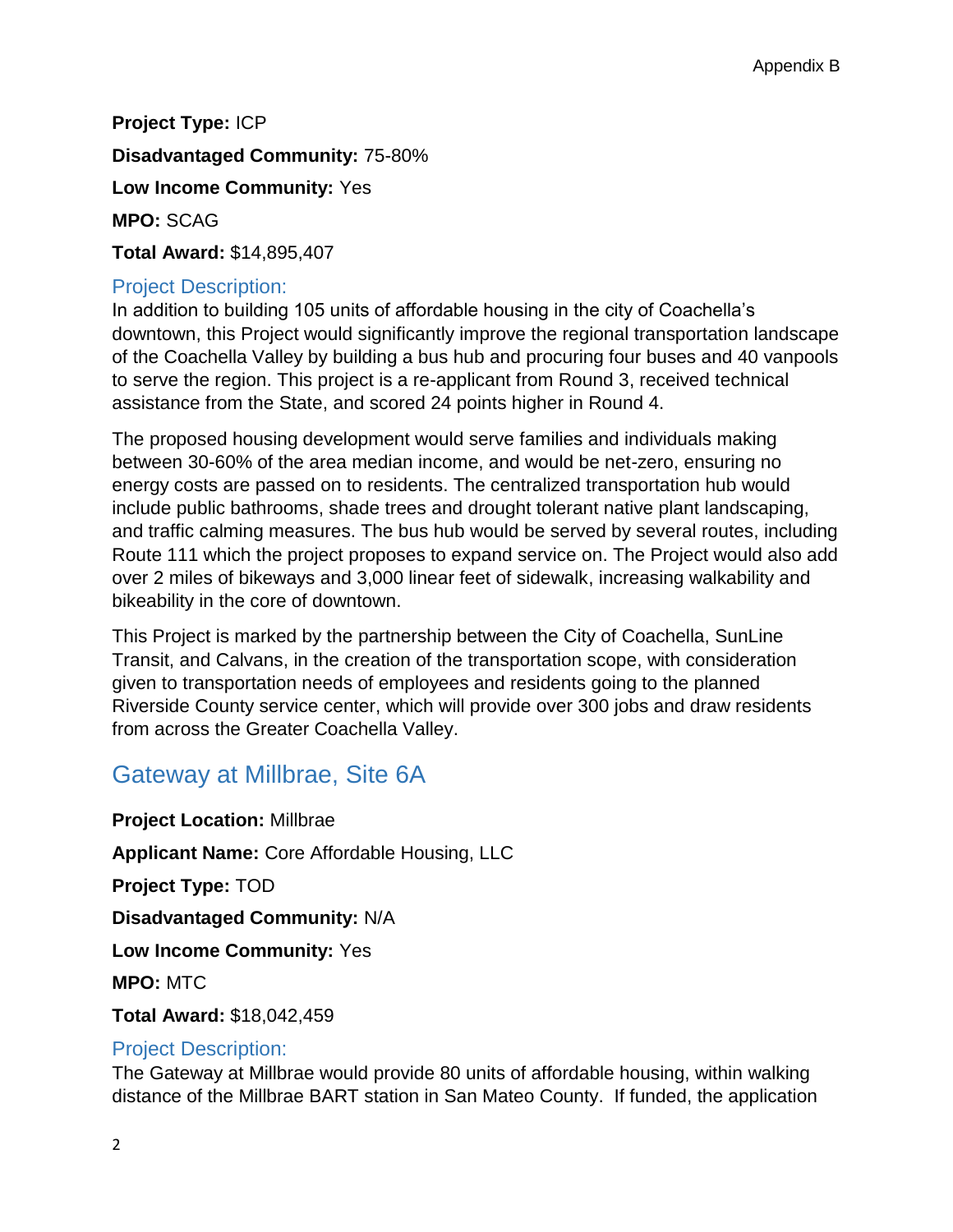**Project Type:** ICP

**Disadvantaged Community:** 75-80%

**Low Income Community:** Yes

**MPO:** SCAG

**Total Award:** $14,895,407

### Project Description:

In addition to building 105 units of affordable housing in the city of Coachella's downtown, this Project would significantly improve the regional transportation landscape of the Coachella Valley by building a bus hub and procuring four buses and 40 vanpools to serve the region. This project is a re-applicant from Round 3, received technical assistance from the State, and scored 24 points higher in Round 4.

The proposed housing development would serve families and individuals making between 30-60% of the area median income, and would be net-zero, ensuring no energy costs are passed on to residents. The centralized transportation hub would include public bathrooms, shade trees and drought tolerant native plant landscaping, and traffic calming measures. The bus hub would be served by several routes, including Route 111 which the project proposes to expand service on. The Project would also add over 2 miles of bikeways and 3,000 linear feet of sidewalk, increasing walkability and bikeability in the core of downtown.

This Project is marked by the partnership between the City of Coachella, SunLine Transit, and Calvans, in the creation of the transportation scope, with consideration given to transportation needs of employees and residents going to the planned Riverside County service center, which will provide over 300 jobs and draw residents from across the Greater Coachella Valley.

## Gateway at Millbrae, Site 6A

**Project Location:** Millbrae

**Applicant Name:** Core Affordable Housing, LLC

**Project Type:** TOD

**Disadvantaged Community:** N/A

**Low Income Community:** Yes

**MPO:** MTC

**Total Award:** $18,042,459

### Project Description:

The Gateway at Millbrae would provide 80 units of affordable housing, within walking distance of the Millbrae BART station in San Mateo County. If funded, the application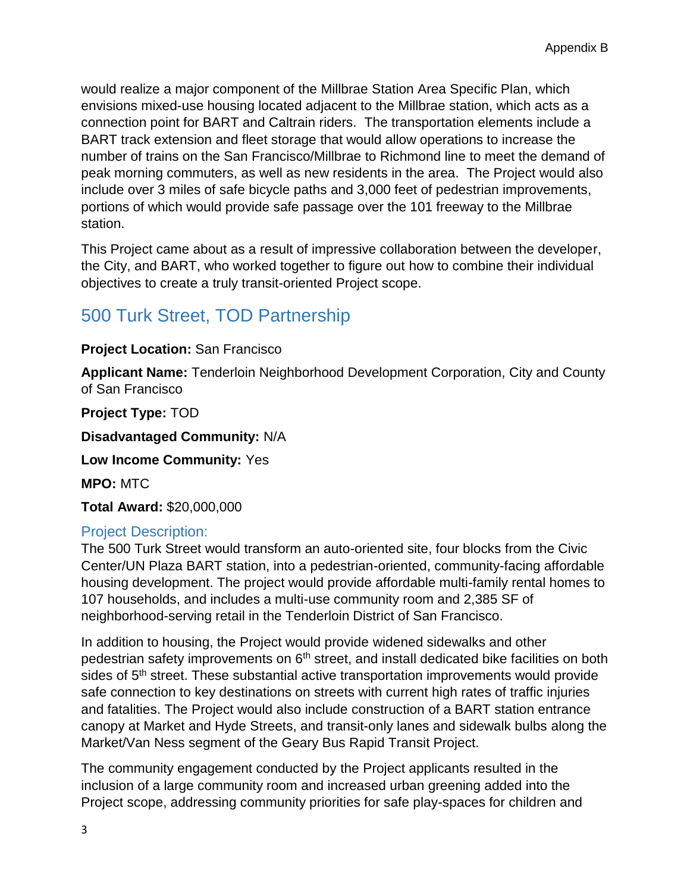would realize a major component of the Millbrae Station Area Specific Plan, which envisions mixed-use housing located adjacent to the Millbrae station, which acts as a connection point for BART and Caltrain riders. The transportation elements include a BART track extension and fleet storage that would allow operations to increase the number of trains on the San Francisco/Millbrae to Richmond line to meet the demand of peak morning commuters, as well as new residents in the area. The Project would also include over 3 miles of safe bicycle paths and 3,000 feet of pedestrian improvements, portions of which would provide safe passage over the 101 freeway to the Millbrae station.

This Project came about as a result of impressive collaboration between the developer, the City, and BART, who worked together to figure out how to combine their individual objectives to create a truly transit-oriented Project scope.

## 500 Turk Street, TOD Partnership

**Project Location:** San Francisco

**Applicant Name:** Tenderloin Neighborhood Development Corporation, City and County of San Francisco

**Project Type:** TOD

**Disadvantaged Community:** N/A

**Low Income Community:** Yes

**MPO:** MTC

**Total Award:** $20,000,000

### Project Description:

The 500 Turk Street would transform an auto-oriented site, four blocks from the Civic Center/UN Plaza BART station, into a pedestrian-oriented, community-facing affordable housing development. The project would provide affordable multi-family rental homes to 107 households, and includes a multi-use community room and 2,385 SF of neighborhood-serving retail in the Tenderloin District of San Francisco.

In addition to housing, the Project would provide widened sidewalks and other pedestrian safety improvements on 6th street, and install dedicated bike facilities on both sides of 5th street. These substantial active transportation improvements would provide safe connection to key destinations on streets with current high rates of traffic injuries and fatalities. The Project would also include construction of a BART station entrance canopy at Market and Hyde Streets, and transit-only lanes and sidewalk bulbs along the Market/Van Ness segment of the Geary Bus Rapid Transit Project.

The community engagement conducted by the Project applicants resulted in the inclusion of a large community room and increased urban greening added into the Project scope, addressing community priorities for safe play-spaces for children and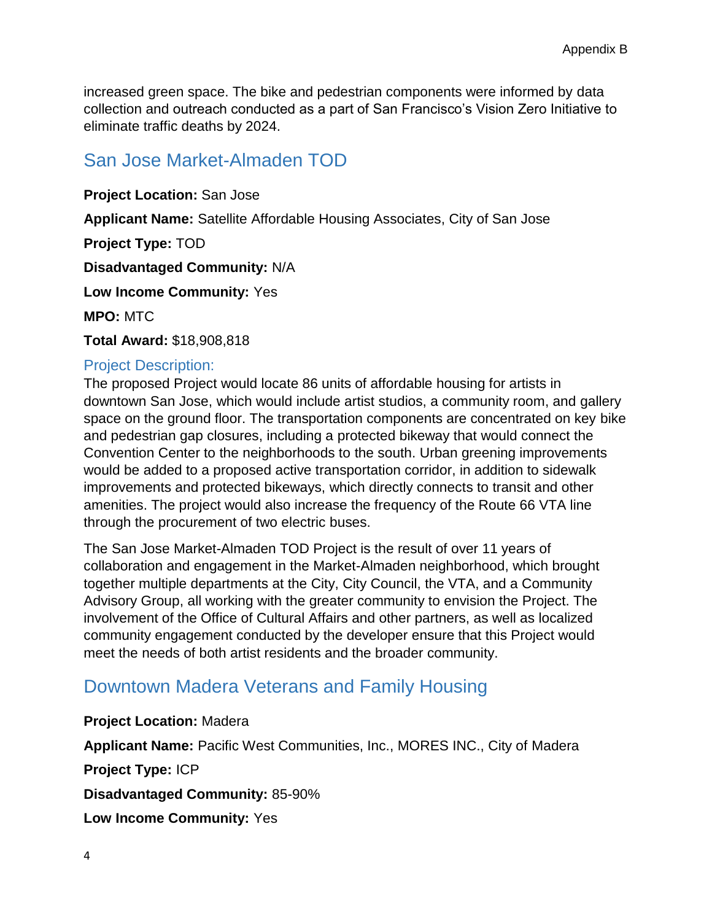increased green space. The bike and pedestrian components were informed by data collection and outreach conducted as a part of San Francisco's Vision Zero Initiative to eliminate traffic deaths by 2024.

## San Jose Market-Almaden TOD

**Project Location:** San Jose

**Applicant Name:** Satellite Affordable Housing Associates, City of San Jose

**Project Type:** TOD

**Disadvantaged Community:** N/A

**Low Income Community:** Yes

**MPO:** MTC

**Total Award:** $18,908,818

### Project Description:

The proposed Project would locate 86 units of affordable housing for artists in downtown San Jose, which would include artist studios, a community room, and gallery space on the ground floor. The transportation components are concentrated on key bike and pedestrian gap closures, including a protected bikeway that would connect the Convention Center to the neighborhoods to the south. Urban greening improvements would be added to a proposed active transportation corridor, in addition to sidewalk improvements and protected bikeways, which directly connects to transit and other amenities. The project would also increase the frequency of the Route 66 VTA line through the procurement of two electric buses.

The San Jose Market-Almaden TOD Project is the result of over 11 years of collaboration and engagement in the Market-Almaden neighborhood, which brought together multiple departments at the City, City Council, the VTA, and a Community Advisory Group, all working with the greater community to envision the Project. The involvement of the Office of Cultural Affairs and other partners, as well as localized community engagement conducted by the developer ensure that this Project would meet the needs of both artist residents and the broader community.

## Downtown Madera Veterans and Family Housing

**Project Location:** Madera

**Applicant Name:** Pacific West Communities, Inc., MORES INC., City of Madera

**Project Type:** ICP

**Disadvantaged Community:** 85-90%

**Low Income Community:** Yes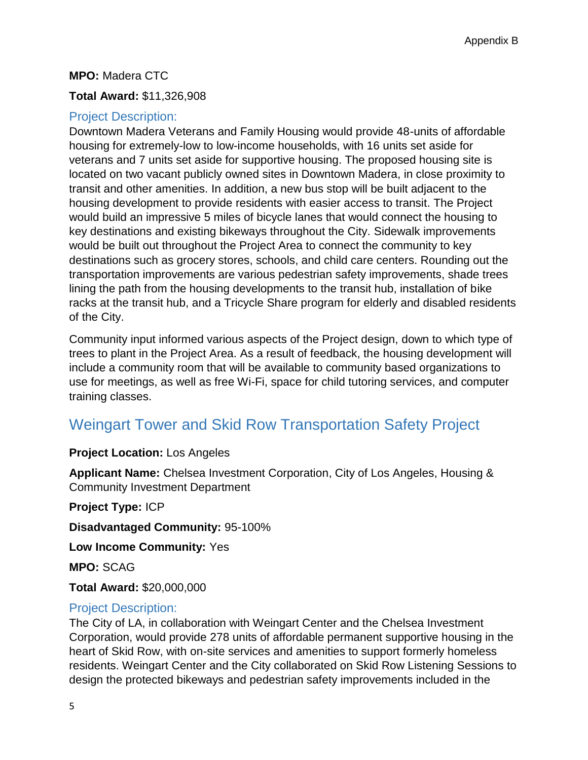**MPO:** Madera CTC

**Total Award:** $11,326,908

### Project Description:

Downtown Madera Veterans and Family Housing would provide 48-units of affordable housing for extremely-low to low-income households, with 16 units set aside for veterans and 7 units set aside for supportive housing. The proposed housing site is located on two vacant publicly owned sites in Downtown Madera, in close proximity to transit and other amenities. In addition, a new bus stop will be built adjacent to the housing development to provide residents with easier access to transit. The Project would build an impressive 5 miles of bicycle lanes that would connect the housing to key destinations and existing bikeways throughout the City. Sidewalk improvements would be built out throughout the Project Area to connect the community to key destinations such as grocery stores, schools, and child care centers. Rounding out the transportation improvements are various pedestrian safety improvements, shade trees lining the path from the housing developments to the transit hub, installation of bike racks at the transit hub, and a Tricycle Share program for elderly and disabled residents of the City.

Community input informed various aspects of the Project design, down to which type of trees to plant in the Project Area. As a result of feedback, the housing development will include a community room that will be available to community based organizations to use for meetings, as well as free Wi-Fi, space for child tutoring services, and computer training classes.

## Weingart Tower and Skid Row Transportation Safety Project

**Project Location:** Los Angeles

**Applicant Name:** Chelsea Investment Corporation, City of Los Angeles, Housing & Community Investment Department

**Project Type:** ICP

**Disadvantaged Community:** 95-100%

**Low Income Community:** Yes

**MPO:** SCAG

**Total Award:** $20,000,000

### Project Description:

The City of LA, in collaboration with Weingart Center and the Chelsea Investment Corporation, would provide 278 units of affordable permanent supportive housing in the heart of Skid Row, with on-site services and amenities to support formerly homeless residents. Weingart Center and the City collaborated on Skid Row Listening Sessions to design the protected bikeways and pedestrian safety improvements included in the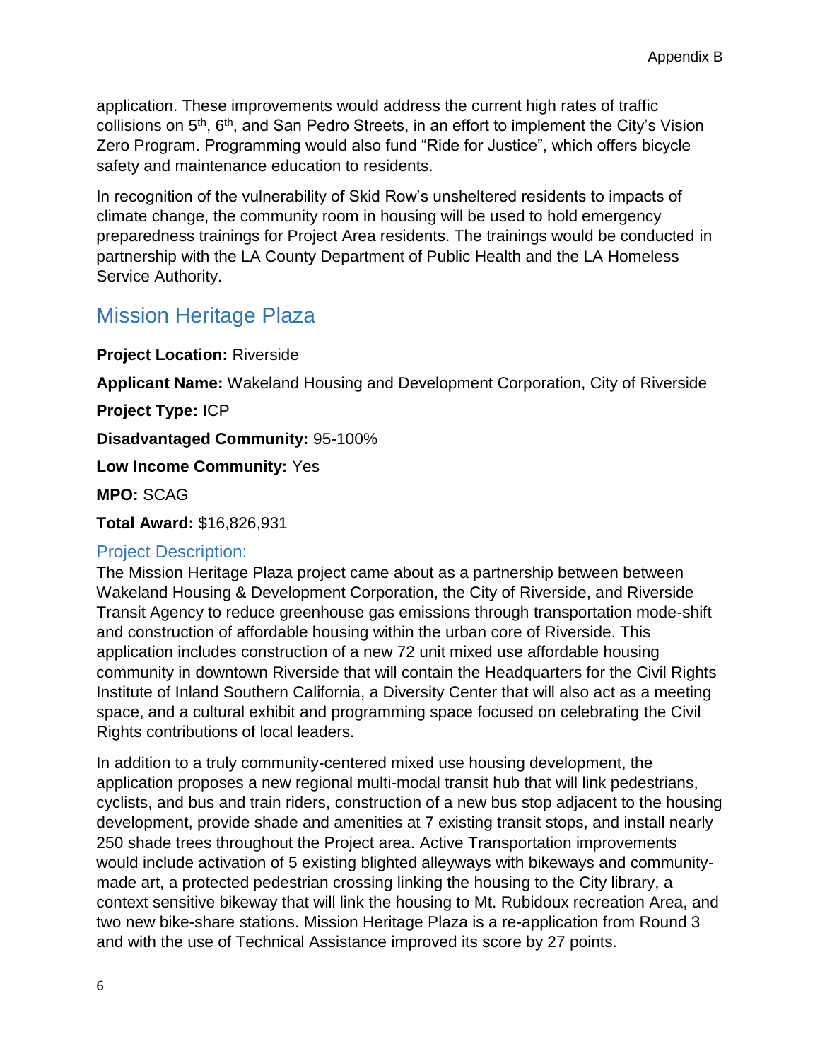application. These improvements would address the current high rates of traffic collisions on 5th, 6th, and San Pedro Streets, in an effort to implement the City's Vision Zero Program. Programming would also fund "Ride for Justice", which offers bicycle safety and maintenance education to residents.

In recognition of the vulnerability of Skid Row's unsheltered residents to impacts of climate change, the community room in housing will be used to hold emergency preparedness trainings for Project Area residents. The trainings would be conducted in partnership with the LA County Department of Public Health and the LA Homeless Service Authority.

## Mission Heritage Plaza

**Project Location:** Riverside

**Applicant Name:** Wakeland Housing and Development Corporation, City of Riverside

**Project Type:** ICP

**Disadvantaged Community:** 95-100%

**Low Income Community:** Yes

**MPO:** SCAG

**Total Award:** $16,826,931

### Project Description:

The Mission Heritage Plaza project came about as a partnership between between Wakeland Housing & Development Corporation, the City of Riverside, and Riverside Transit Agency to reduce greenhouse gas emissions through transportation mode-shift and construction of affordable housing within the urban core of Riverside. This application includes construction of a new 72 unit mixed use affordable housing community in downtown Riverside that will contain the Headquarters for the Civil Rights Institute of Inland Southern California, a Diversity Center that will also act as a meeting space, and a cultural exhibit and programming space focused on celebrating the Civil Rights contributions of local leaders.

In addition to a truly community-centered mixed use housing development, the application proposes a new regional multi-modal transit hub that will link pedestrians, cyclists, and bus and train riders, construction of a new bus stop adjacent to the housing development, provide shade and amenities at 7 existing transit stops, and install nearly 250 shade trees throughout the Project area. Active Transportation improvements would include activation of 5 existing blighted alleyways with bikeways and community-made art, a protected pedestrian crossing linking the housing to the City library, a context sensitive bikeway that will link the housing to Mt. Rubidoux recreation Area, and two new bike-share stations. Mission Heritage Plaza is a re-application from Round 3 and with the use of Technical Assistance improved its score by 27 points.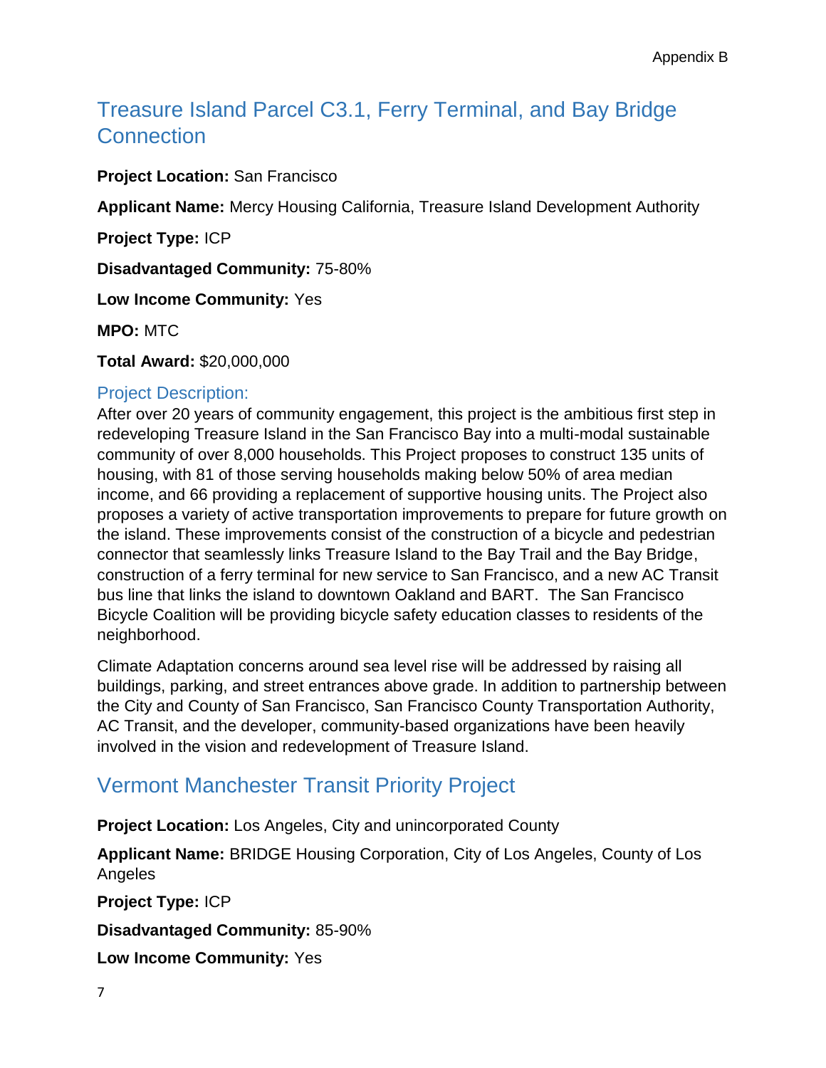## Treasure Island Parcel C3.1, Ferry Terminal, and Bay Bridge Connection

**Project Location:** San Francisco

**Applicant Name:** Mercy Housing California, Treasure Island Development Authority

**Project Type:** ICP

**Disadvantaged Community:** 75-80%

**Low Income Community:** Yes

**MPO:** MTC

**Total Award:** $20,000,000

### Project Description:

After over 20 years of community engagement, this project is the ambitious first step in redeveloping Treasure Island in the San Francisco Bay into a multi-modal sustainable community of over 8,000 households. This Project proposes to construct 135 units of housing, with 81 of those serving households making below 50% of area median income, and 66 providing a replacement of supportive housing units. The Project also proposes a variety of active transportation improvements to prepare for future growth on the island. These improvements consist of the construction of a bicycle and pedestrian connector that seamlessly links Treasure Island to the Bay Trail and the Bay Bridge, construction of a ferry terminal for new service to San Francisco, and a new AC Transit bus line that links the island to downtown Oakland and BART. The San Francisco Bicycle Coalition will be providing bicycle safety education classes to residents of the neighborhood.

Climate Adaptation concerns around sea level rise will be addressed by raising all buildings, parking, and street entrances above grade. In addition to partnership between the City and County of San Francisco, San Francisco County Transportation Authority, AC Transit, and the developer, community-based organizations have been heavily involved in the vision and redevelopment of Treasure Island.

## Vermont Manchester Transit Priority Project

**Project Location:** Los Angeles, City and unincorporated County

**Applicant Name:** BRIDGE Housing Corporation, City of Los Angeles, County of Los Angeles

**Project Type:** ICP

**Disadvantaged Community:** 85-90%

**Low Income Community:** Yes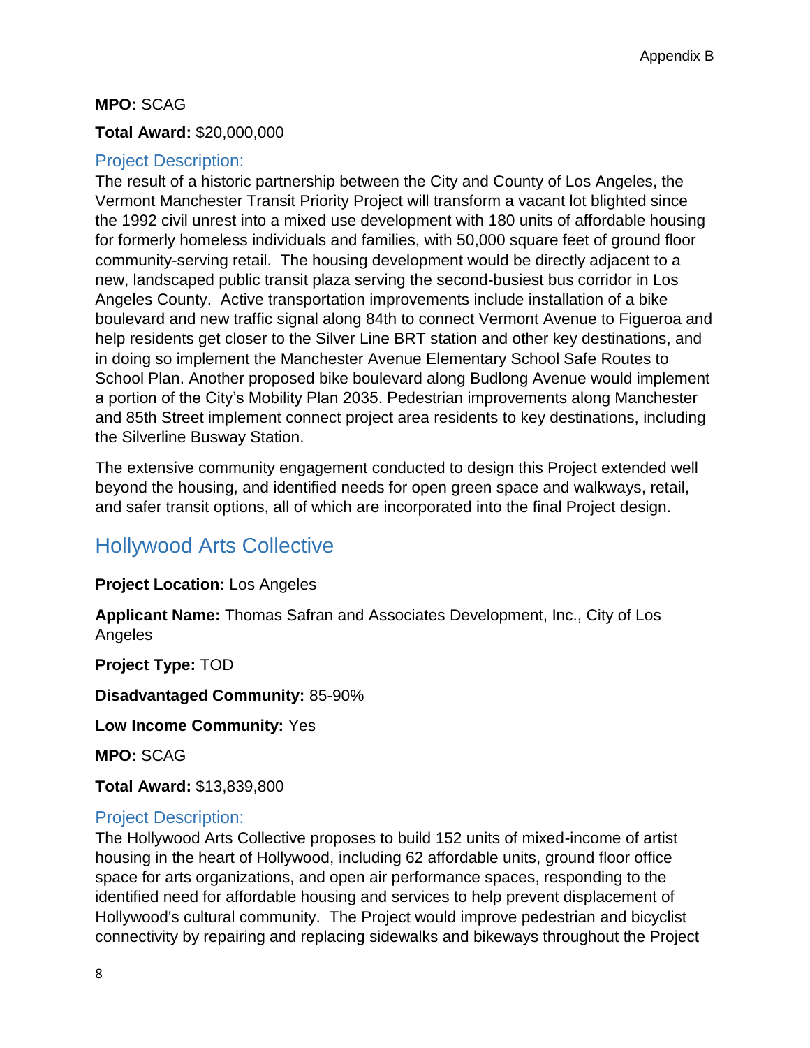**MPO:** SCAG

**Total Award:** $20,000,000

### Project Description:

The result of a historic partnership between the City and County of Los Angeles, the Vermont Manchester Transit Priority Project will transform a vacant lot blighted since the 1992 civil unrest into a mixed use development with 180 units of affordable housing for formerly homeless individuals and families, with 50,000 square feet of ground floor community-serving retail. The housing development would be directly adjacent to a new, landscaped public transit plaza serving the second-busiest bus corridor in Los Angeles County. Active transportation improvements include installation of a bike boulevard and new traffic signal along 84th to connect Vermont Avenue to Figueroa and help residents get closer to the Silver Line BRT station and other key destinations, and in doing so implement the Manchester Avenue Elementary School Safe Routes to School Plan. Another proposed bike boulevard along Budlong Avenue would implement a portion of the City's Mobility Plan 2035. Pedestrian improvements along Manchester and 85th Street implement connect project area residents to key destinations, including the Silverline Busway Station.

The extensive community engagement conducted to design this Project extended well beyond the housing, and identified needs for open green space and walkways, retail, and safer transit options, all of which are incorporated into the final Project design.

## Hollywood Arts Collective

**Project Location:** Los Angeles

**Applicant Name:** Thomas Safran and Associates Development, Inc., City of Los Angeles

**Project Type:** TOD

**Disadvantaged Community:** 85-90%

**Low Income Community:** Yes

**MPO:** SCAG

**Total Award:** $13,839,800

### Project Description:

The Hollywood Arts Collective proposes to build 152 units of mixed-income of artist housing in the heart of Hollywood, including 62 affordable units, ground floor office space for arts organizations, and open air performance spaces, responding to the identified need for affordable housing and services to help prevent displacement of Hollywood's cultural community. The Project would improve pedestrian and bicyclist connectivity by repairing and replacing sidewalks and bikeways throughout the Project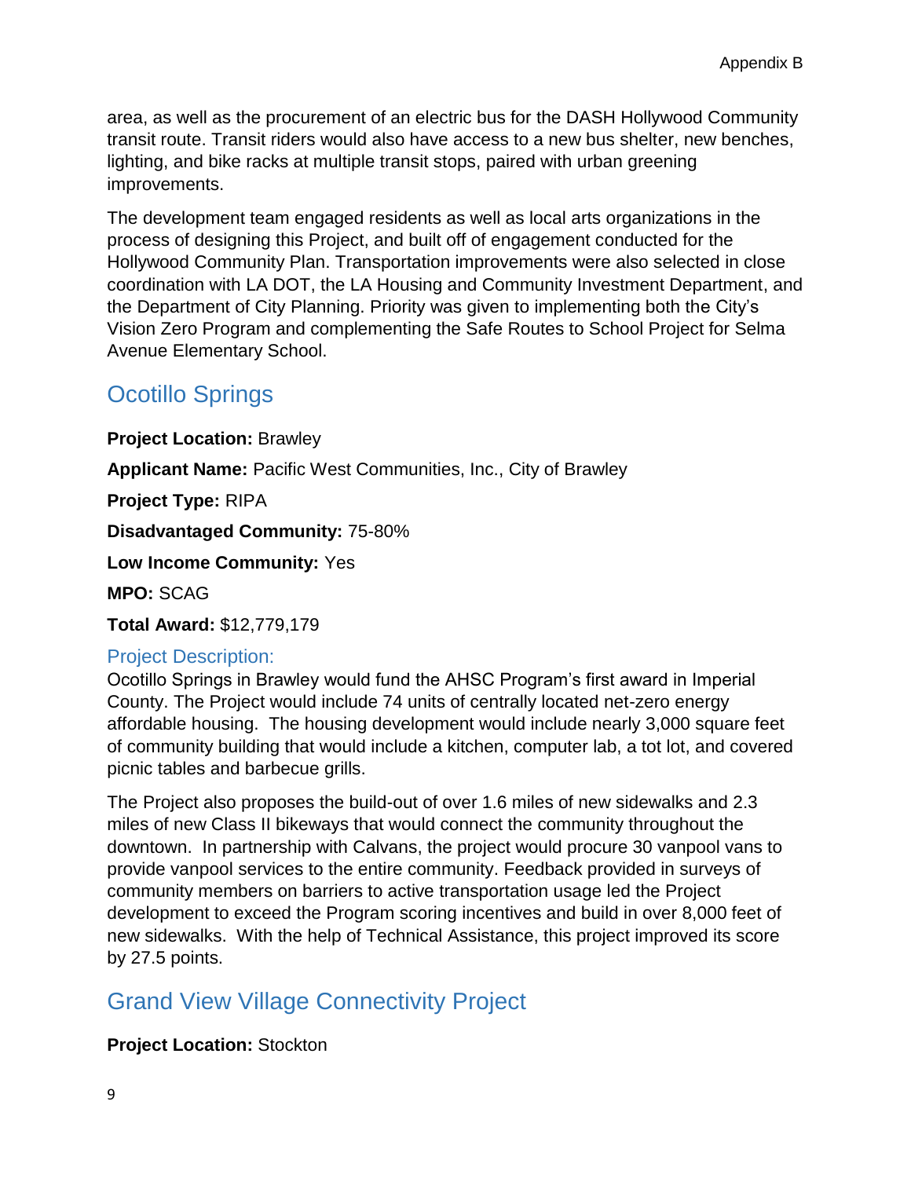area, as well as the procurement of an electric bus for the DASH Hollywood Community transit route. Transit riders would also have access to a new bus shelter, new benches, lighting, and bike racks at multiple transit stops, paired with urban greening improvements.

The development team engaged residents as well as local arts organizations in the process of designing this Project, and built off of engagement conducted for the Hollywood Community Plan. Transportation improvements were also selected in close coordination with LA DOT, the LA Housing and Community Investment Department, and the Department of City Planning. Priority was given to implementing both the City's Vision Zero Program and complementing the Safe Routes to School Project for Selma Avenue Elementary School.

## Ocotillo Springs

**Project Location:** Brawley

**Applicant Name:** Pacific West Communities, Inc., City of Brawley

**Project Type:** RIPA

**Disadvantaged Community:** 75-80%

**Low Income Community:** Yes

**MPO:** SCAG

**Total Award:** $12,779,179

### Project Description:

Ocotillo Springs in Brawley would fund the AHSC Program's first award in Imperial County. The Project would include 74 units of centrally located net-zero energy affordable housing. The housing development would include nearly 3,000 square feet of community building that would include a kitchen, computer lab, a tot lot, and covered picnic tables and barbecue grills.

The Project also proposes the build-out of over 1.6 miles of new sidewalks and 2.3 miles of new Class II bikeways that would connect the community throughout the downtown. In partnership with Calvans, the project would procure 30 vanpool vans to provide vanpool services to the entire community. Feedback provided in surveys of community members on barriers to active transportation usage led the Project development to exceed the Program scoring incentives and build in over 8,000 feet of new sidewalks. With the help of Technical Assistance, this project improved its score by 27.5 points.

## Grand View Village Connectivity Project

**Project Location:** Stockton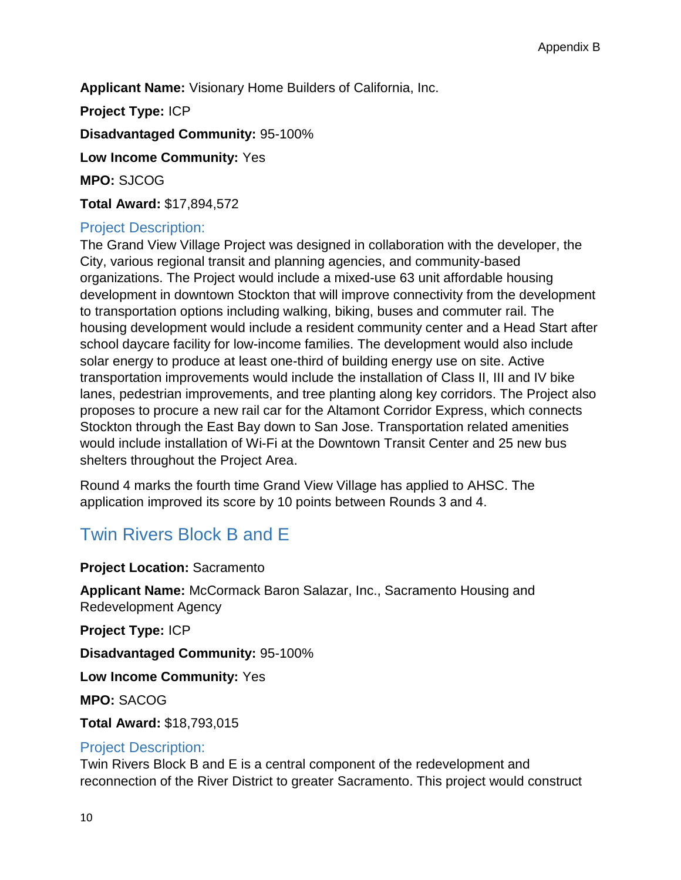**Applicant Name:** Visionary Home Builders of California, Inc.

**Project Type:** ICP

**Disadvantaged Community:** 95-100%

**Low Income Community:** Yes

**MPO:** SJCOG

**Total Award:** $17,894,572

### Project Description:

The Grand View Village Project was designed in collaboration with the developer, the City, various regional transit and planning agencies, and community-based organizations. The Project would include a mixed-use 63 unit affordable housing development in downtown Stockton that will improve connectivity from the development to transportation options including walking, biking, buses and commuter rail. The housing development would include a resident community center and a Head Start after school daycare facility for low-income families. The development would also include solar energy to produce at least one-third of building energy use on site. Active transportation improvements would include the installation of Class II, III and IV bike lanes, pedestrian improvements, and tree planting along key corridors. The Project also proposes to procure a new rail car for the Altamont Corridor Express, which connects Stockton through the East Bay down to San Jose. Transportation related amenities would include installation of Wi-Fi at the Downtown Transit Center and 25 new bus shelters throughout the Project Area.

Round 4 marks the fourth time Grand View Village has applied to AHSC. The application improved its score by 10 points between Rounds 3 and 4.

## Twin Rivers Block B and E

**Project Location:** Sacramento

**Applicant Name:** McCormack Baron Salazar, Inc., Sacramento Housing and Redevelopment Agency

**Project Type:** ICP

**Disadvantaged Community:** 95-100%

**Low Income Community:** Yes

**MPO:** SACOG

**Total Award:** $18,793,015

### Project Description:

Twin Rivers Block B and E is a central component of the redevelopment and reconnection of the River District to greater Sacramento. This project would construct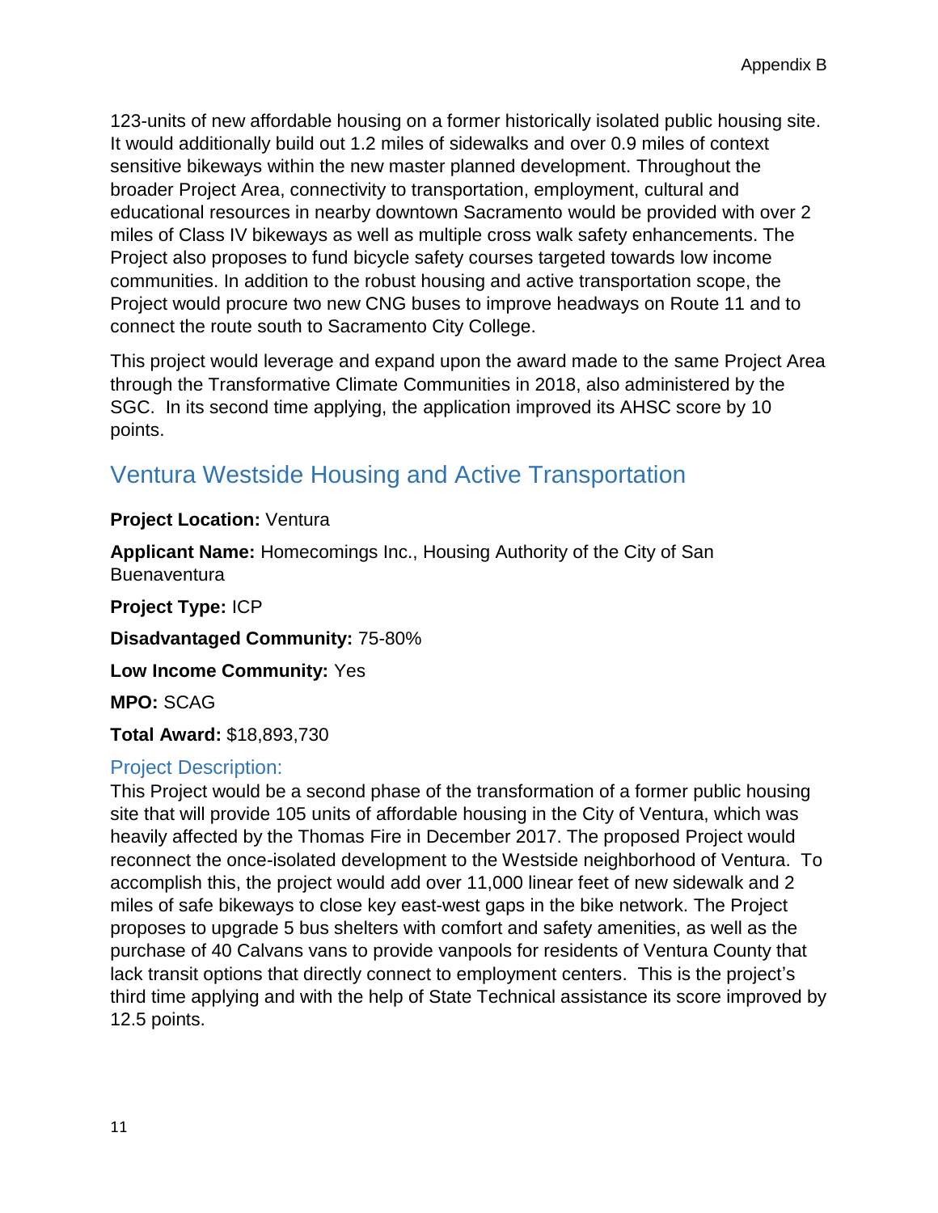123-units of new affordable housing on a former historically isolated public housing site. It would additionally build out 1.2 miles of sidewalks and over 0.9 miles of context sensitive bikeways within the new master planned development. Throughout the broader Project Area, connectivity to transportation, employment, cultural and educational resources in nearby downtown Sacramento would be provided with over 2 miles of Class IV bikeways as well as multiple cross walk safety enhancements. The Project also proposes to fund bicycle safety courses targeted towards low income communities. In addition to the robust housing and active transportation scope, the Project would procure two new CNG buses to improve headways on Route 11 and to connect the route south to Sacramento City College.

This project would leverage and expand upon the award made to the same Project Area through the Transformative Climate Communities in 2018, also administered by the SGC. In its second time applying, the application improved its AHSC score by 10 points.

## Ventura Westside Housing and Active Transportation

**Project Location:** Ventura

**Applicant Name:** Homecomings Inc., Housing Authority of the City of San Buenaventura

**Project Type:** ICP

**Disadvantaged Community:** 75-80%

**Low Income Community:** Yes

**MPO:** SCAG

**Total Award:** $18,893,730

### Project Description:

This Project would be a second phase of the transformation of a former public housing site that will provide 105 units of affordable housing in the City of Ventura, which was heavily affected by the Thomas Fire in December 2017. The proposed Project would reconnect the once-isolated development to the Westside neighborhood of Ventura. To accomplish this, the project would add over 11,000 linear feet of new sidewalk and 2 miles of safe bikeways to close key east-west gaps in the bike network. The Project proposes to upgrade 5 bus shelters with comfort and safety amenities, as well as the purchase of 40 Calvans vans to provide vanpools for residents of Ventura County that lack transit options that directly connect to employment centers. This is the project's third time applying and with the help of State Technical assistance its score improved by 12.5 points.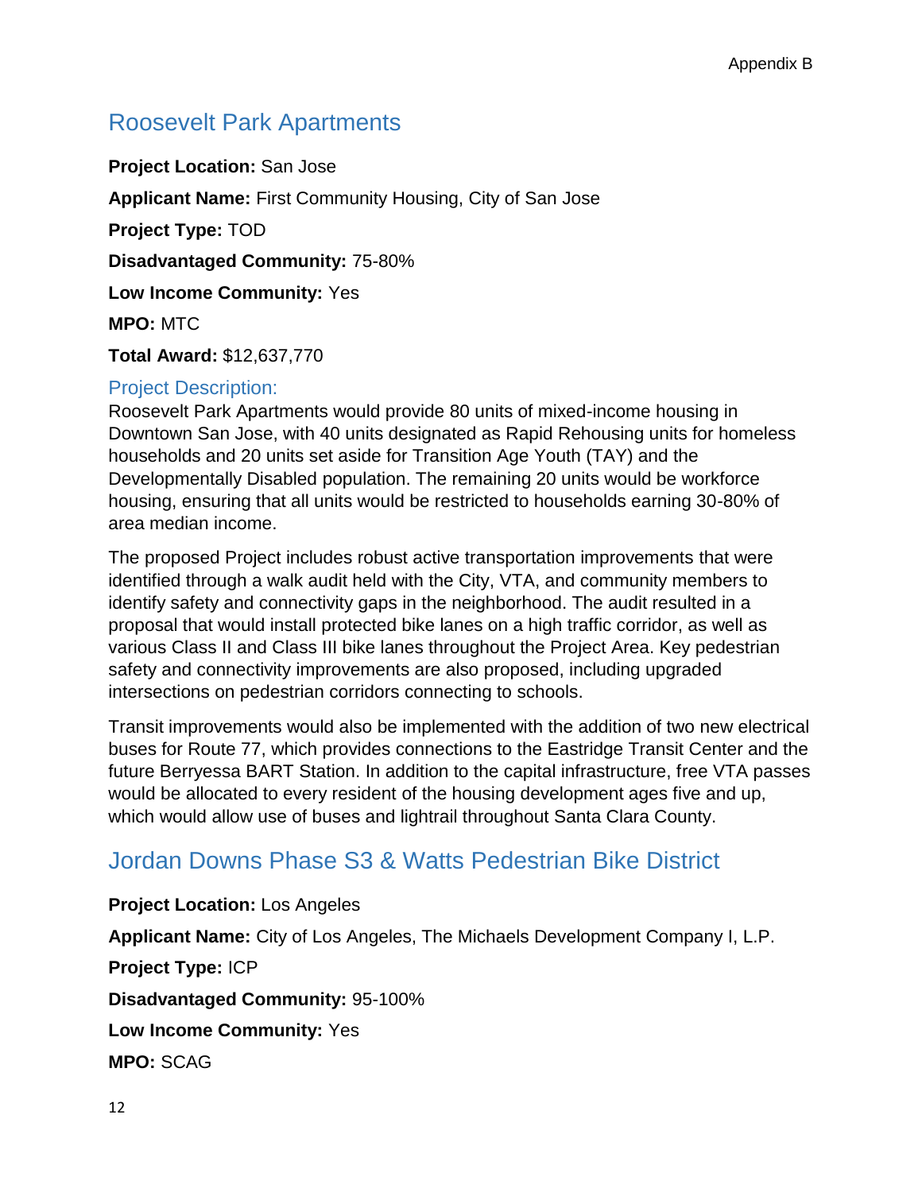## Roosevelt Park Apartments

**Project Location:** San Jose

**Applicant Name:** First Community Housing, City of San Jose

**Project Type:** TOD

**Disadvantaged Community:** 75-80%

**Low Income Community:** Yes

**MPO:** MTC

**Total Award:** $12,637,770

### Project Description:

Roosevelt Park Apartments would provide 80 units of mixed-income housing in Downtown San Jose, with 40 units designated as Rapid Rehousing units for homeless households and 20 units set aside for Transition Age Youth (TAY) and the Developmentally Disabled population. The remaining 20 units would be workforce housing, ensuring that all units would be restricted to households earning 30-80% of area median income.

The proposed Project includes robust active transportation improvements that were identified through a walk audit held with the City, VTA, and community members to identify safety and connectivity gaps in the neighborhood. The audit resulted in a proposal that would install protected bike lanes on a high traffic corridor, as well as various Class II and Class III bike lanes throughout the Project Area. Key pedestrian safety and connectivity improvements are also proposed, including upgraded intersections on pedestrian corridors connecting to schools.

Transit improvements would also be implemented with the addition of two new electrical buses for Route 77, which provides connections to the Eastridge Transit Center and the future Berryessa BART Station. In addition to the capital infrastructure, free VTA passes would be allocated to every resident of the housing development ages five and up, which would allow use of buses and lightrail throughout Santa Clara County.

## Jordan Downs Phase S3 & Watts Pedestrian Bike District

**Project Location:** Los Angeles

**Applicant Name:** City of Los Angeles, The Michaels Development Company I, L.P.

**Project Type:** ICP

**Disadvantaged Community:** 95-100%

**Low Income Community:** Yes

**MPO:** SCAG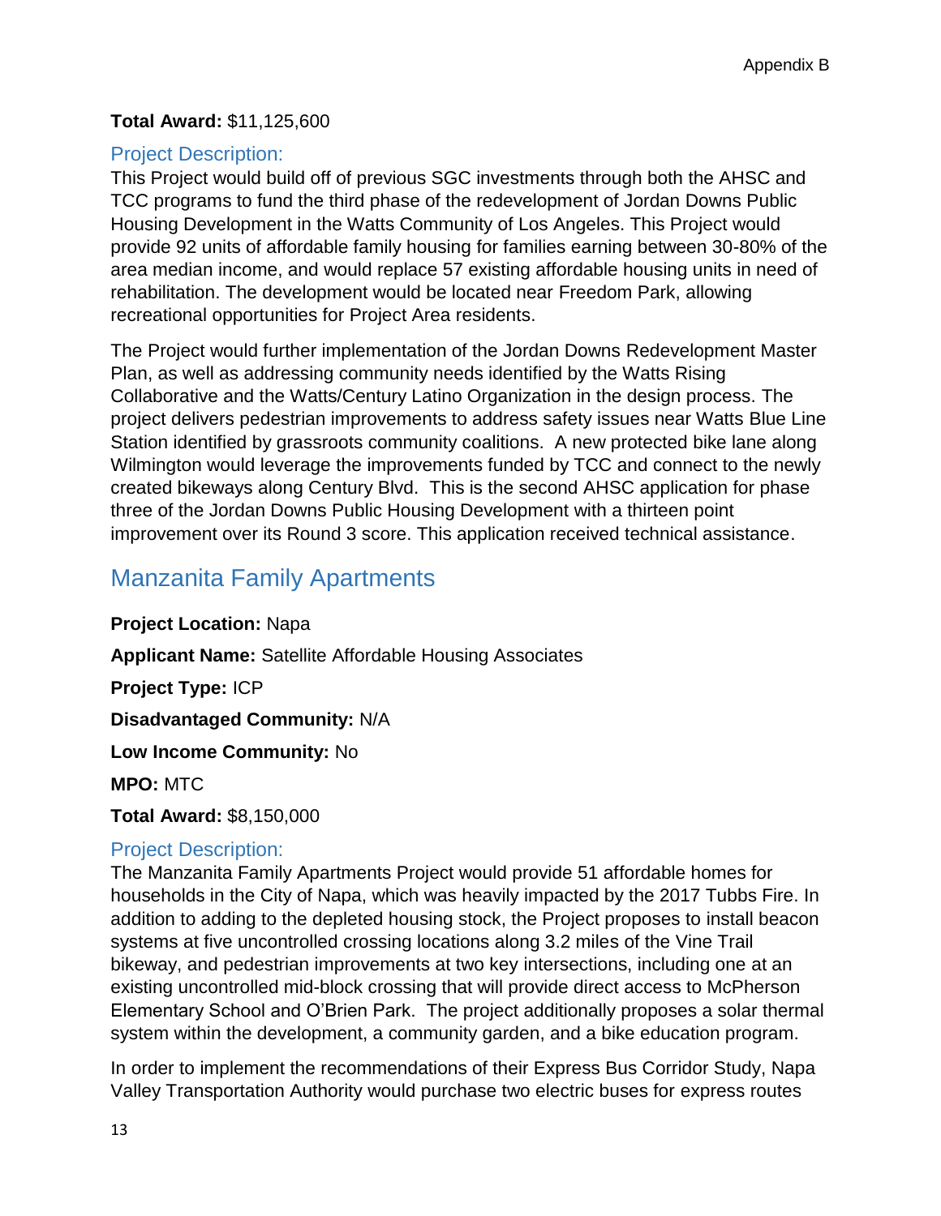**Total Award:** $11,125,600

### Project Description:

This Project would build off of previous SGC investments through both the AHSC and TCC programs to fund the third phase of the redevelopment of Jordan Downs Public Housing Development in the Watts Community of Los Angeles. This Project would provide 92 units of affordable family housing for families earning between 30-80% of the area median income, and would replace 57 existing affordable housing units in need of rehabilitation. The development would be located near Freedom Park, allowing recreational opportunities for Project Area residents.

The Project would further implementation of the Jordan Downs Redevelopment Master Plan, as well as addressing community needs identified by the Watts Rising Collaborative and the Watts/Century Latino Organization in the design process. The project delivers pedestrian improvements to address safety issues near Watts Blue Line Station identified by grassroots community coalitions. A new protected bike lane along Wilmington would leverage the improvements funded by TCC and connect to the newly created bikeways along Century Blvd. This is the second AHSC application for phase three of the Jordan Downs Public Housing Development with a thirteen point improvement over its Round 3 score. This application received technical assistance.

## Manzanita Family Apartments

**Project Location:** Napa

**Applicant Name:** Satellite Affordable Housing Associates

**Project Type:** ICP

**Disadvantaged Community:** N/A

**Low Income Community:** No

**MPO:** MTC

**Total Award:** $8,150,000

### Project Description:

The Manzanita Family Apartments Project would provide 51 affordable homes for households in the City of Napa, which was heavily impacted by the 2017 Tubbs Fire. In addition to adding to the depleted housing stock, the Project proposes to install beacon systems at five uncontrolled crossing locations along 3.2 miles of the Vine Trail bikeway, and pedestrian improvements at two key intersections, including one at an existing uncontrolled mid-block crossing that will provide direct access to McPherson Elementary School and O'Brien Park. The project additionally proposes a solar thermal system within the development, a community garden, and a bike education program.

In order to implement the recommendations of their Express Bus Corridor Study, Napa Valley Transportation Authority would purchase two electric buses for express routes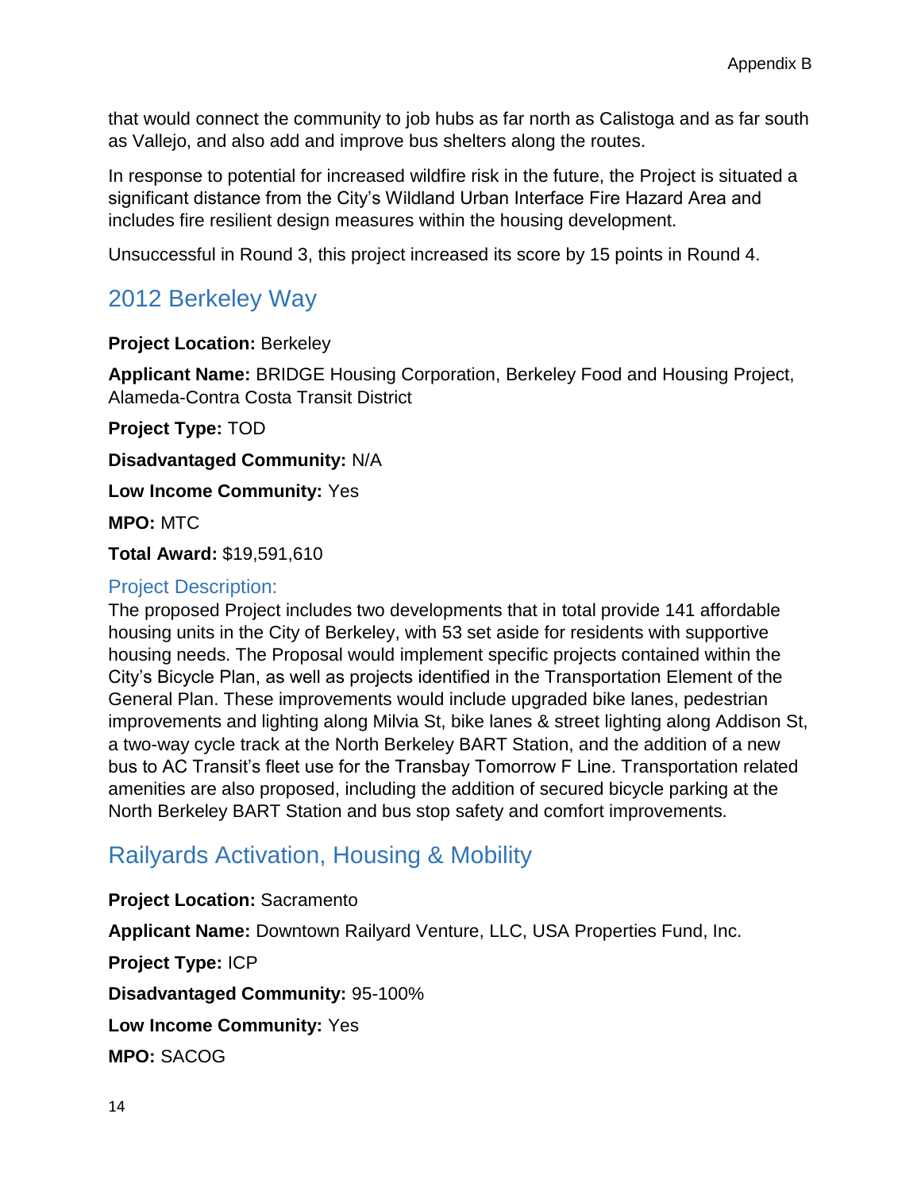that would connect the community to job hubs as far north as Calistoga and as far south as Vallejo, and also add and improve bus shelters along the routes.

In response to potential for increased wildfire risk in the future, the Project is situated a significant distance from the City's Wildland Urban Interface Fire Hazard Area and includes fire resilient design measures within the housing development.

Unsuccessful in Round 3, this project increased its score by 15 points in Round 4.

## 2012 Berkeley Way

**Project Location:** Berkeley

**Applicant Name:** BRIDGE Housing Corporation, Berkeley Food and Housing Project, Alameda-Contra Costa Transit District

**Project Type:** TOD

**Disadvantaged Community:** N/A

**Low Income Community:** Yes

**MPO:** MTC

**Total Award:** $19,591,610

### Project Description:

The proposed Project includes two developments that in total provide 141 affordable housing units in the City of Berkeley, with 53 set aside for residents with supportive housing needs. The Proposal would implement specific projects contained within the City's Bicycle Plan, as well as projects identified in the Transportation Element of the General Plan. These improvements would include upgraded bike lanes, pedestrian improvements and lighting along Milvia St, bike lanes & street lighting along Addison St, a two-way cycle track at the North Berkeley BART Station, and the addition of a new bus to AC Transit's fleet use for the Transbay Tomorrow F Line. Transportation related amenities are also proposed, including the addition of secured bicycle parking at the North Berkeley BART Station and bus stop safety and comfort improvements.

## Railyards Activation, Housing & Mobility

**Project Location:** Sacramento

**Applicant Name:** Downtown Railyard Venture, LLC, USA Properties Fund, Inc.

**Project Type:** ICP

**Disadvantaged Community:** 95-100%

**Low Income Community:** Yes

**MPO:** SACOG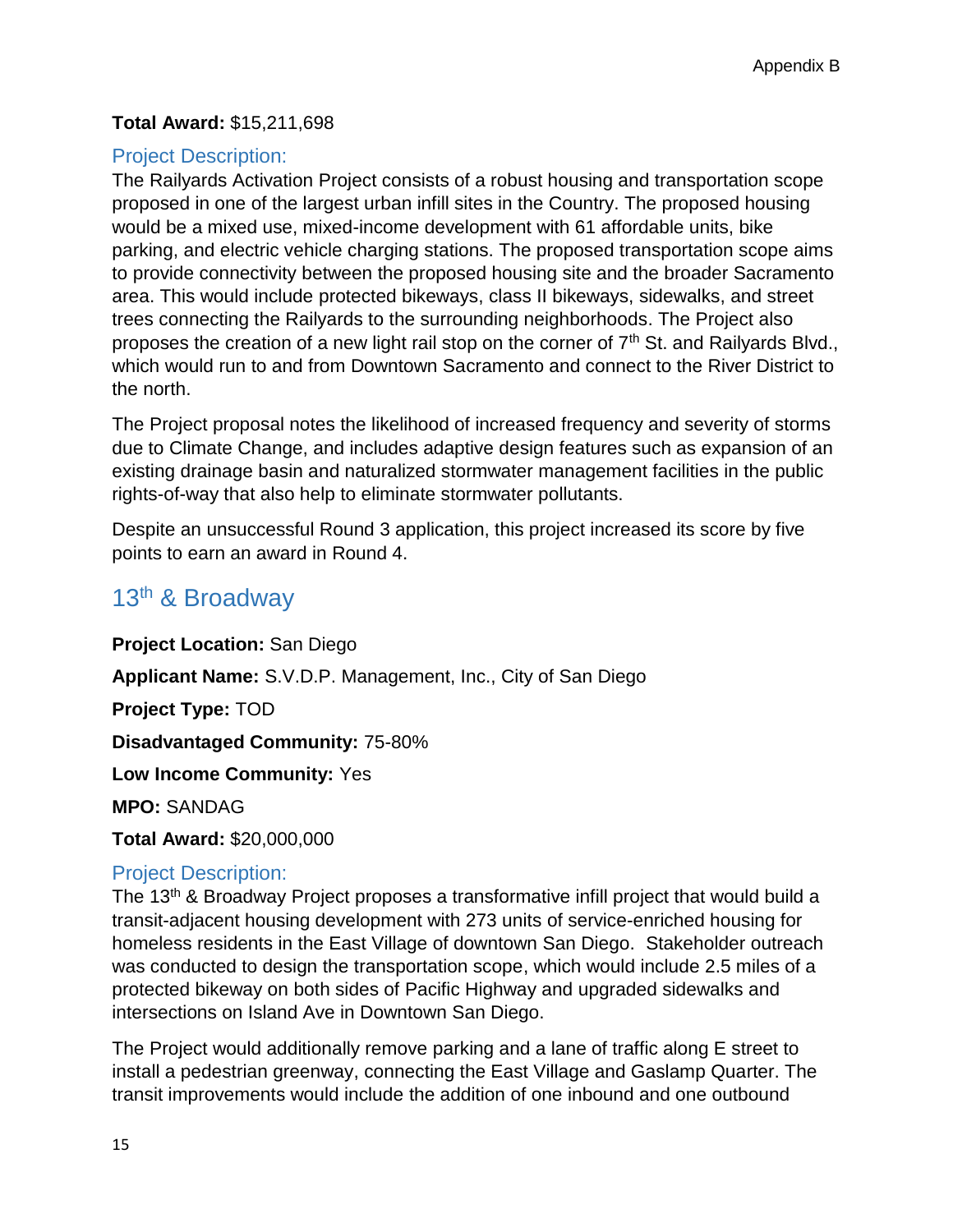**Total Award:** $15,211,698

### Project Description:

The Railyards Activation Project consists of a robust housing and transportation scope proposed in one of the largest urban infill sites in the Country. The proposed housing would be a mixed use, mixed-income development with 61 affordable units, bike parking, and electric vehicle charging stations. The proposed transportation scope aims to provide connectivity between the proposed housing site and the broader Sacramento area. This would include protected bikeways, class II bikeways, sidewalks, and street trees connecting the Railyards to the surrounding neighborhoods. The Project also proposes the creation of a new light rail stop on the corner of 7th St. and Railyards Blvd., which would run to and from Downtown Sacramento and connect to the River District to the north.

The Project proposal notes the likelihood of increased frequency and severity of storms due to Climate Change, and includes adaptive design features such as expansion of an existing drainage basin and naturalized stormwater management facilities in the public rights-of-way that also help to eliminate stormwater pollutants.

Despite an unsuccessful Round 3 application, this project increased its score by five points to earn an award in Round 4.

## 13th & Broadway

**Project Location:** San Diego

**Applicant Name:** S.V.D.P. Management, Inc., City of San Diego

**Project Type:** TOD

**Disadvantaged Community:** 75-80%

**Low Income Community:** Yes

**MPO:** SANDAG

**Total Award:** $20,000,000

### Project Description:

The 13th & Broadway Project proposes a transformative infill project that would build a transit-adjacent housing development with 273 units of service-enriched housing for homeless residents in the East Village of downtown San Diego. Stakeholder outreach was conducted to design the transportation scope, which would include 2.5 miles of a protected bikeway on both sides of Pacific Highway and upgraded sidewalks and intersections on Island Ave in Downtown San Diego.

The Project would additionally remove parking and a lane of traffic along E street to install a pedestrian greenway, connecting the East Village and Gaslamp Quarter. The transit improvements would include the addition of one inbound and one outbound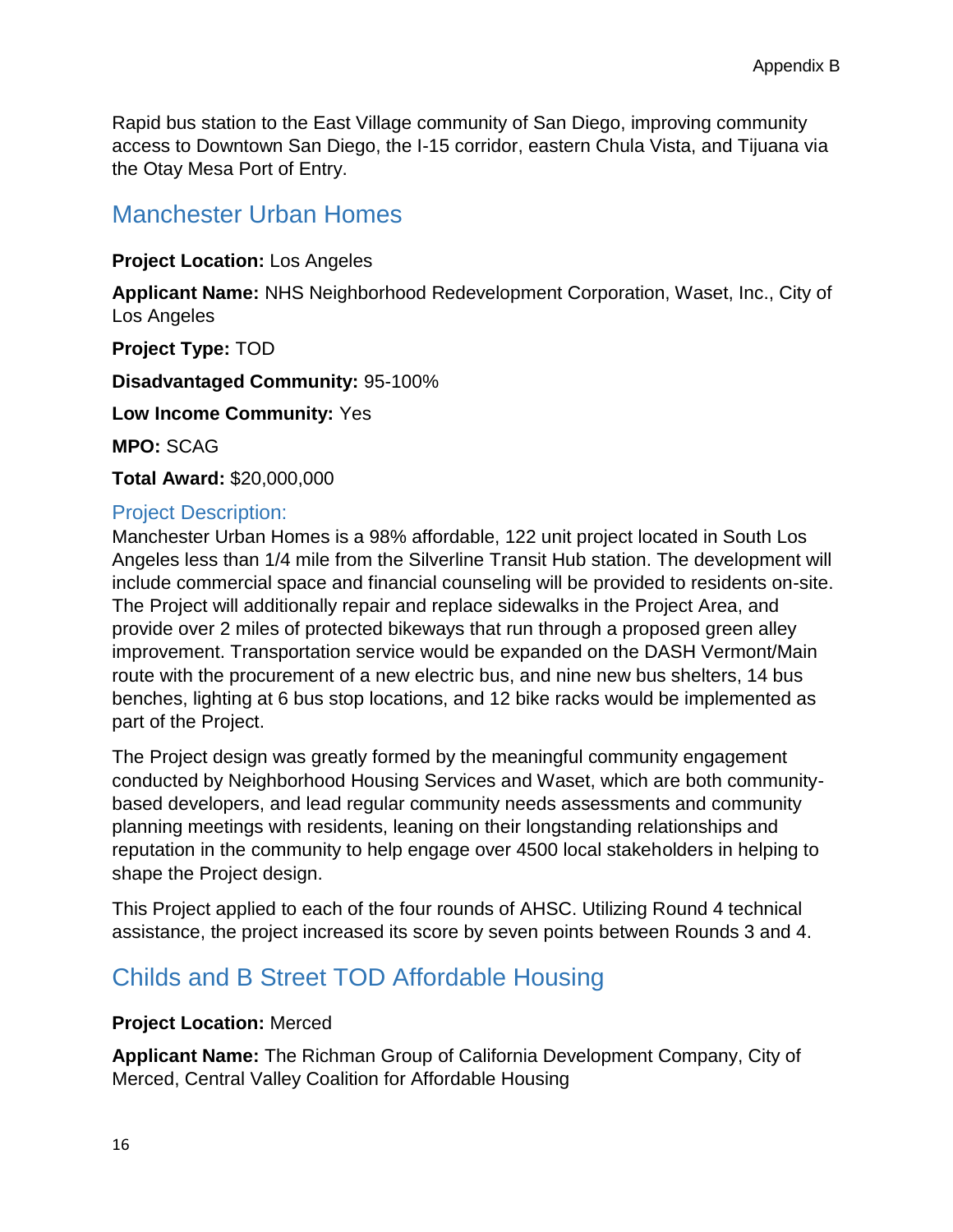Rapid bus station to the East Village community of San Diego, improving community access to Downtown San Diego, the I-15 corridor, eastern Chula Vista, and Tijuana via the Otay Mesa Port of Entry.

## Manchester Urban Homes

**Project Location:** Los Angeles

**Applicant Name:** NHS Neighborhood Redevelopment Corporation, Waset, Inc., City of Los Angeles

**Project Type:** TOD

**Disadvantaged Community:** 95-100%

**Low Income Community:** Yes

**MPO:** SCAG

**Total Award:** $20,000,000

### Project Description:

Manchester Urban Homes is a 98% affordable, 122 unit project located in South Los Angeles less than 1/4 mile from the Silverline Transit Hub station. The development will include commercial space and financial counseling will be provided to residents on-site. The Project will additionally repair and replace sidewalks in the Project Area, and provide over 2 miles of protected bikeways that run through a proposed green alley improvement. Transportation service would be expanded on the DASH Vermont/Main route with the procurement of a new electric bus, and nine new bus shelters, 14 bus benches, lighting at 6 bus stop locations, and 12 bike racks would be implemented as part of the Project.

The Project design was greatly formed by the meaningful community engagement conducted by Neighborhood Housing Services and Waset, which are both community-based developers, and lead regular community needs assessments and community planning meetings with residents, leaning on their longstanding relationships and reputation in the community to help engage over 4500 local stakeholders in helping to shape the Project design.

This Project applied to each of the four rounds of AHSC. Utilizing Round 4 technical assistance, the project increased its score by seven points between Rounds 3 and 4.

## Childs and B Street TOD Affordable Housing

**Project Location:** Merced

**Applicant Name:** The Richman Group of California Development Company, City of Merced, Central Valley Coalition for Affordable Housing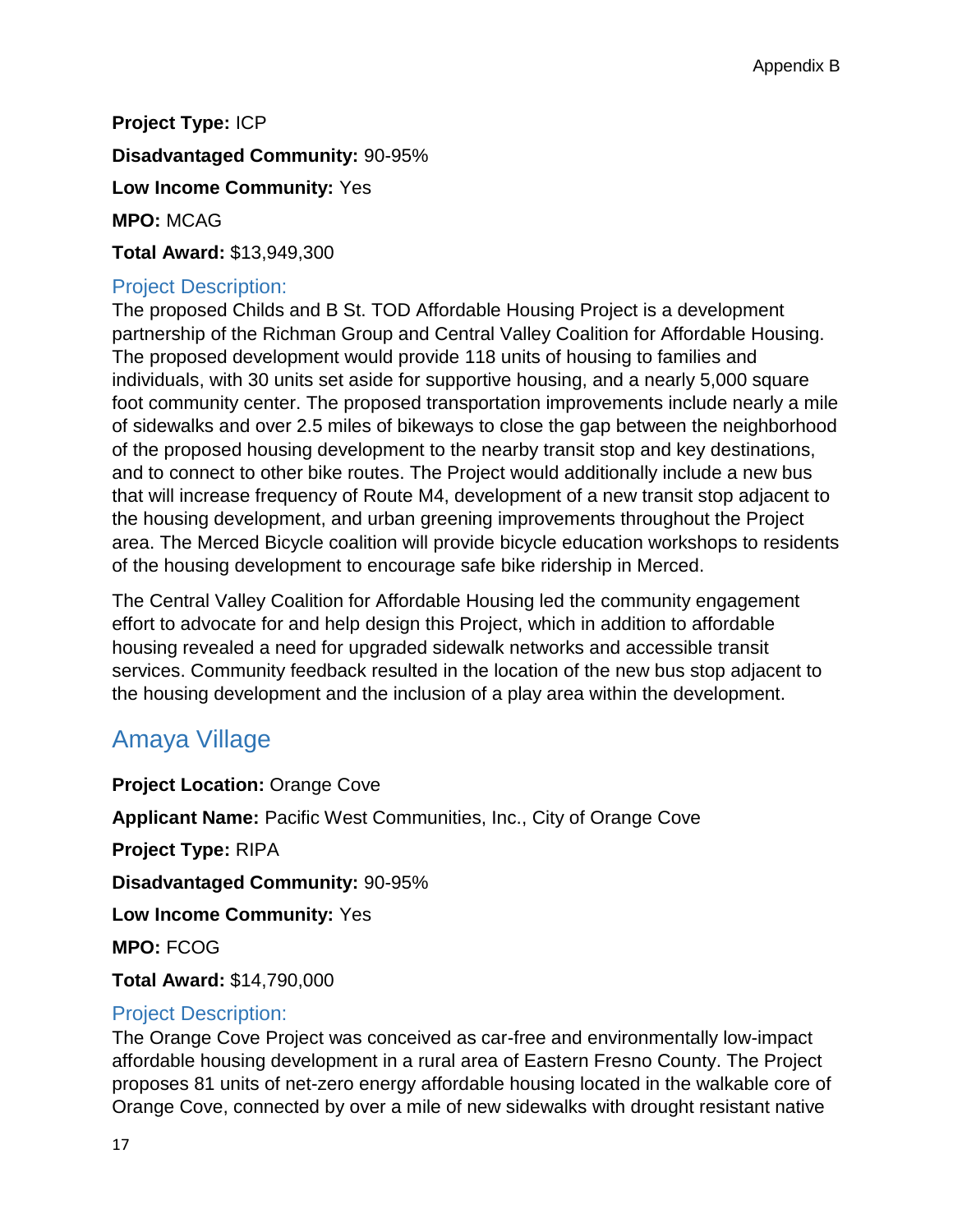**Project Type:** ICP

**Disadvantaged Community:** 90-95%

**Low Income Community:** Yes

**MPO:** MCAG

**Total Award:** $13,949,300

### Project Description:

The proposed Childs and B St. TOD Affordable Housing Project is a development partnership of the Richman Group and Central Valley Coalition for Affordable Housing. The proposed development would provide 118 units of housing to families and individuals, with 30 units set aside for supportive housing, and a nearly 5,000 square foot community center. The proposed transportation improvements include nearly a mile of sidewalks and over 2.5 miles of bikeways to close the gap between the neighborhood of the proposed housing development to the nearby transit stop and key destinations, and to connect to other bike routes. The Project would additionally include a new bus that will increase frequency of Route M4, development of a new transit stop adjacent to the housing development, and urban greening improvements throughout the Project area. The Merced Bicycle coalition will provide bicycle education workshops to residents of the housing development to encourage safe bike ridership in Merced.

The Central Valley Coalition for Affordable Housing led the community engagement effort to advocate for and help design this Project, which in addition to affordable housing revealed a need for upgraded sidewalk networks and accessible transit services. Community feedback resulted in the location of the new bus stop adjacent to the housing development and the inclusion of a play area within the development.

## Amaya Village

**Project Location:** Orange Cove

**Applicant Name:** Pacific West Communities, Inc., City of Orange Cove

**Project Type:** RIPA

**Disadvantaged Community:** 90-95%

**Low Income Community:** Yes

**MPO:** FCOG

**Total Award:** $14,790,000

### Project Description:

The Orange Cove Project was conceived as car-free and environmentally low-impact affordable housing development in a rural area of Eastern Fresno County. The Project proposes 81 units of net-zero energy affordable housing located in the walkable core of Orange Cove, connected by over a mile of new sidewalks with drought resistant native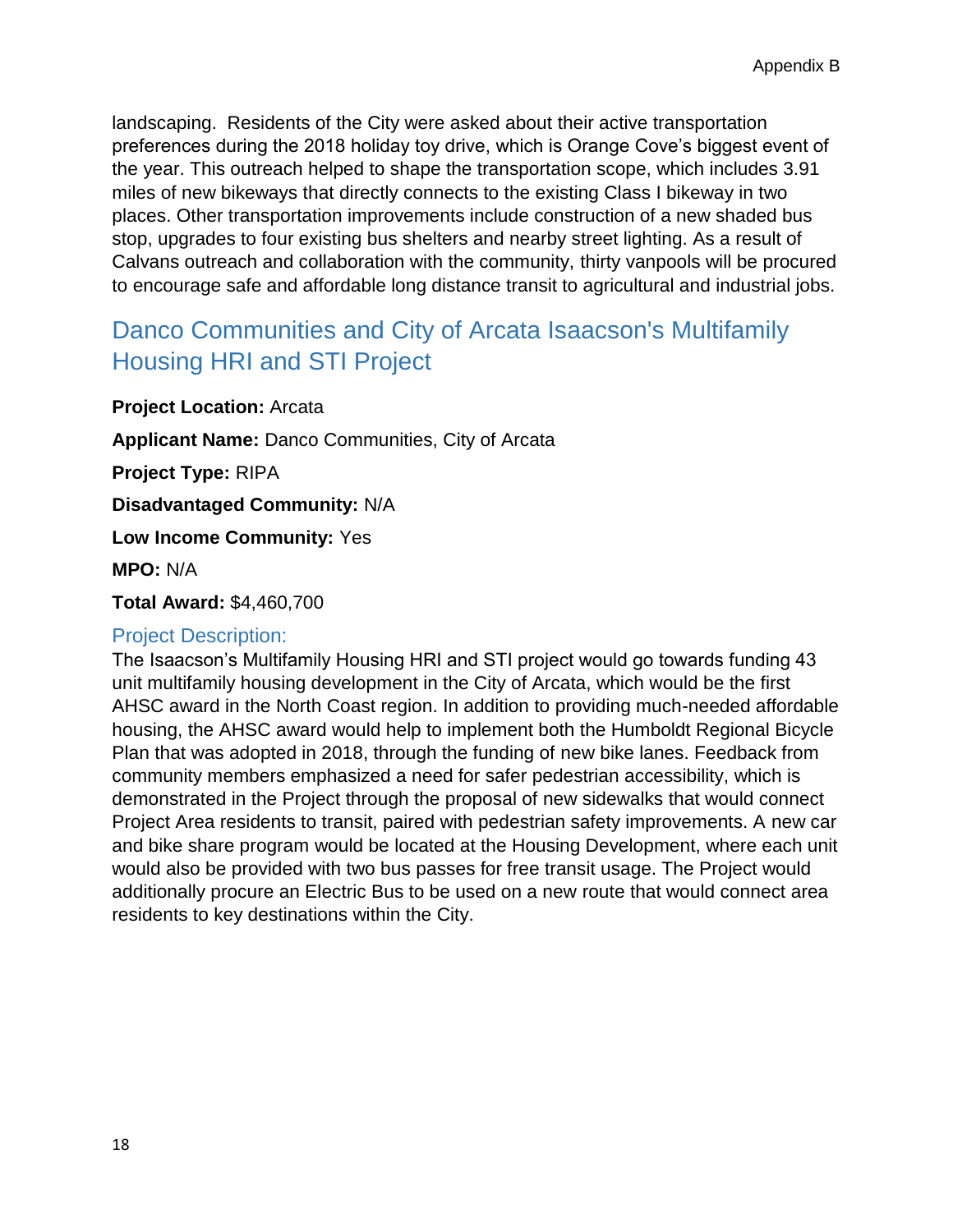landscaping. Residents of the City were asked about their active transportation preferences during the 2018 holiday toy drive, which is Orange Cove's biggest event of the year. This outreach helped to shape the transportation scope, which includes 3.91 miles of new bikeways that directly connects to the existing Class I bikeway in two places. Other transportation improvements include construction of a new shaded bus stop, upgrades to four existing bus shelters and nearby street lighting. As a result of Calvans outreach and collaboration with the community, thirty vanpools will be procured to encourage safe and affordable long distance transit to agricultural and industrial jobs.

## Danco Communities and City of Arcata Isaacson's Multifamily Housing HRI and STI Project

**Project Location:** Arcata

**Applicant Name:** Danco Communities, City of Arcata

**Project Type:** RIPA

**Disadvantaged Community:** N/A

**Low Income Community:** Yes

**MPO:** N/A

**Total Award:** $4,460,700

### Project Description:

The Isaacson's Multifamily Housing HRI and STI project would go towards funding 43 unit multifamily housing development in the City of Arcata, which would be the first AHSC award in the North Coast region. In addition to providing much-needed affordable housing, the AHSC award would help to implement both the Humboldt Regional Bicycle Plan that was adopted in 2018, through the funding of new bike lanes. Feedback from community members emphasized a need for safer pedestrian accessibility, which is demonstrated in the Project through the proposal of new sidewalks that would connect Project Area residents to transit, paired with pedestrian safety improvements. A new car and bike share program would be located at the Housing Development, where each unit would also be provided with two bus passes for free transit usage. The Project would additionally procure an Electric Bus to be used on a new route that would connect area residents to key destinations within the City.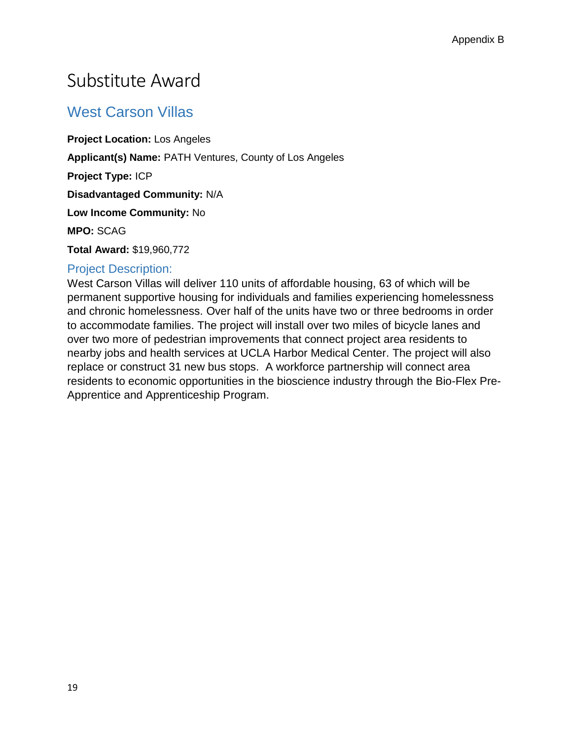# Substitute Award

## West Carson Villas

**Project Location:** Los Angeles

**Applicant(s) Name:** PATH Ventures, County of Los Angeles

**Project Type:** ICP

**Disadvantaged Community:** N/A

**Low Income Community:** No

**MPO:** SCAG

**Total Award:** $19,960,772

### Project Description:

West Carson Villas will deliver 110 units of affordable housing, 63 of which will be permanent supportive housing for individuals and families experiencing homelessness and chronic homelessness. Over half of the units have two or three bedrooms in order to accommodate families. The project will install over two miles of bicycle lanes and over two more of pedestrian improvements that connect project area residents to nearby jobs and health services at UCLA Harbor Medical Center. The project will also replace or construct 31 new bus stops. A workforce partnership will connect area residents to economic opportunities in the bioscience industry through the Bio-Flex Pre-Apprentice and Apprenticeship Program.